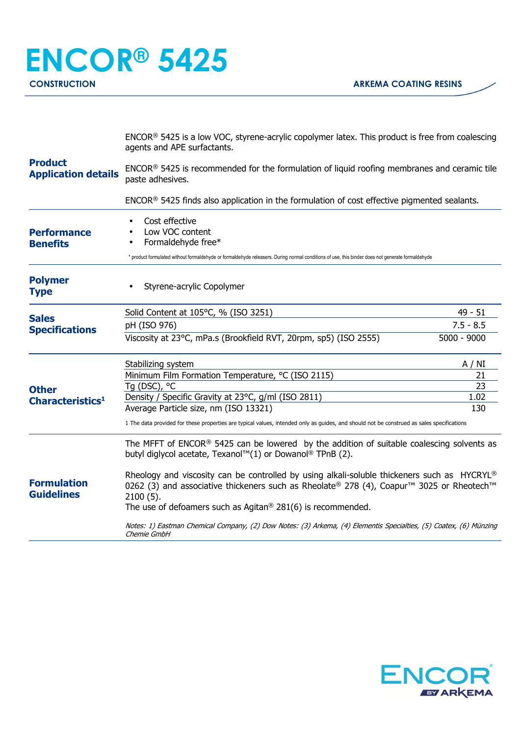# ENCOR® 5425

**CONSTRUCTION**

**ARKEMA COATING RESINS**

## Product Application details

ENCOR® 5425 is a low VOC, styrene-acrylic copolymer latex. This product is free from coalescing agents and APE surfactants.

ENCOR® 5425 is recommended for the formulation of liquid roofing membranes and ceramic tile paste adhesives.

ENCOR® 5425 finds also application in the formulation of cost effective pigmented sealants.

## Performance Benefits

- Cost effective
- Low VOC content
- Formaldehyde free*

\* product formulated without formaldehyde or formaldehyde releasers. During normal conditions of use, this binder does not generate formaldehyde

## Polymer Type

- Styrene-acrylic Copolymer

## Sales Specifications

| Property | Value |
|---|---|
| Solid Content at 105°C, % (ISO 3251) | 49 - 51 |
| pH (ISO 976) | 7.5 - 8.5 |
| Viscosity at 23°C, mPa.s (Brookfield RVT, 20rpm, sp5) (ISO 2555) | 5000 - 9000 |

## Other Characteristics[1]

| Property | Value |
|---|---|
| Stabilizing system | A / NI |
| Minimum Film Formation Temperature, °C (ISO 2115) | 21 |
| Tg (DSC), °C | 23 |
| Density / Specific Gravity at 23°C, g/ml (ISO 2811) | 1.02 |
| Average Particle size, nm (ISO 13321) | 130 |

1 The data provided for these properties are typical values, intended only as guides, and should not be construed as sales specifications

## Formulation Guidelines

The MFFT of ENCOR® 5425 can be lowered by the addition of suitable coalescing solvents as butyl diglycol acetate, Texanol™(1) or Dowanol® TPnB (2).

Rheology and viscosity can be controlled by using alkali-soluble thickeners such as HYCRYL® 0262 (3) and associative thickeners such as Rheolate® 278 (4), Coapur™ 3025 or Rheotech™ 2100 (5).
The use of defoamers such as Agitan® 281(6) is recommended.

*Notes: 1) Eastman Chemical Company, (2) Dow Notes: (3) Arkema, (4) Elementis Specialties, (5) Coatex, (6) Münzing Chemie GmbH*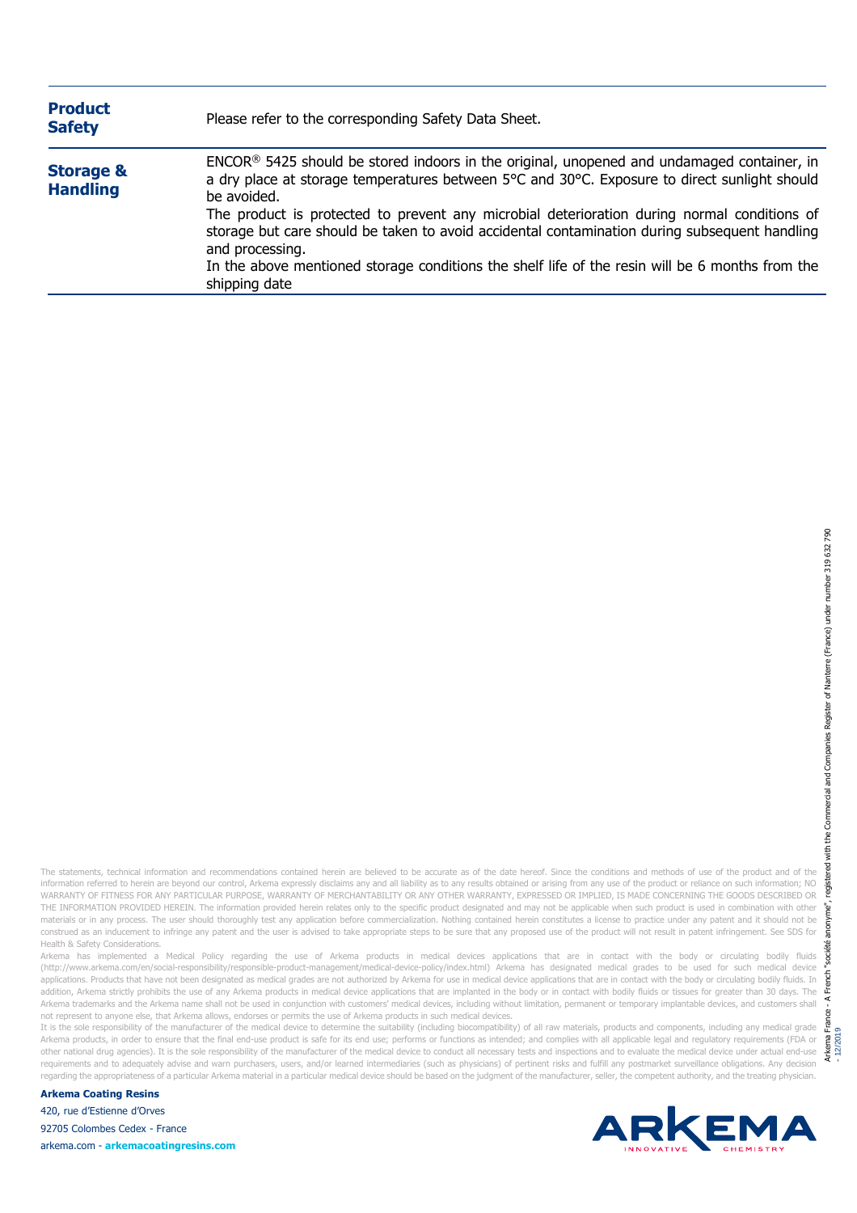| | |
|---|---|
| **Product Safety** | Please refer to the corresponding Safety Data Sheet. |
| **Storage & Handling** | ENCOR® 5425 should be stored indoors in the original, unopened and undamaged container, in a dry place at storage temperatures between 5°C and 30°C. Exposure to direct sunlight should be avoided.<br>The product is protected to prevent any microbial deterioration during normal conditions of storage but care should be taken to avoid accidental contamination during subsequent handling and processing.<br>In the above mentioned storage conditions the shelf life of the resin will be 6 months from the shipping date |

The statements, technical information and recommendations contained herein are believed to be accurate as of the date hereof. Since the conditions and methods of use of the product and of the information referred to herein are beyond our control, Arkema expressly disclaims any and all liability as to any results obtained or arising from any use of the product or reliance on such information; NO WARRANTY OF FITNESS FOR ANY PARTICULAR PURPOSE, WARRANTY OF MERCHANTABILITY OR ANY OTHER WARRANTY, EXPRESSED OR IMPLIED, IS MADE CONCERNING THE GOODS DESCRIBED OR THE INFORMATION PROVIDED HEREIN. The information provided herein relates only to the specific product designated and may not be applicable when such product is used in combination with other materials or in any process. The user should thoroughly test any application before commercialization. Nothing contained herein constitutes a license to practice under any patent and it should not be construed as an inducement to infringe any patent and the user is advised to take appropriate steps to be sure that any proposed use of the product will not result in patent infringement. See SDS for Health & Safety Considerations.

Arkema has implemented a Medical Policy regarding the use of Arkema products in medical devices applications that are in contact with the body or circulating bodily fluids (http://www.arkema.com/en/social-responsibility/responsible-product-management/medical-device-policy/index.html) Arkema has designated medical grades to be used for such medical device applications. Products that have not been designated as medical grades are not authorized by Arkema for use in medical device applications that are in contact with the body or circulating bodily fluids. In addition, Arkema strictly prohibits the use of any Arkema products in medical device applications that are implanted in the body or in contact with bodily fluids or tissues for greater than 30 days. The Arkema trademarks and the Arkema name shall not be used in conjunction with customers' medical devices, including without limitation, permanent or temporary implantable devices, and customers shall not represent to anyone else, that Arkema allows, endorses or permits the use of Arkema products in such medical devices.

It is the sole responsibility of the manufacturer of the medical device to determine the suitability (including biocompatibility) of all raw materials, products and components, including any medical grade Arkema products, in order to ensure that the final end-use product is safe for its end use; performs or functions as intended; and complies with all applicable legal and regulatory requirements (FDA or other national drug agencies). It is the sole responsibility of the manufacturer of the medical device to conduct all necessary tests and inspections and to evaluate the medical device under actual end-use requirements and to adequately advise and warn purchasers, users, and/or learned intermediaries (such as physicians) of pertinent risks and fulfill any postmarket surveillance obligations. Any decision regarding the appropriateness of a particular Arkema material in a particular medical device should be based on the judgment of the manufacturer, seller, the competent authority, and the treating physician.

**Arkema Coating Resins**
420, rue d'Estienne d'Orves
92705 Colombes Cedex - France
arkema.com - **arkemacoatingresins.com**

ARKEMA INNOVATIVE CHEMISTRY

Arkema France - A French "société anonyme", registered with the Commercial and Companies Register of Nanterre (France) under number 319 632 790 - 12/2019